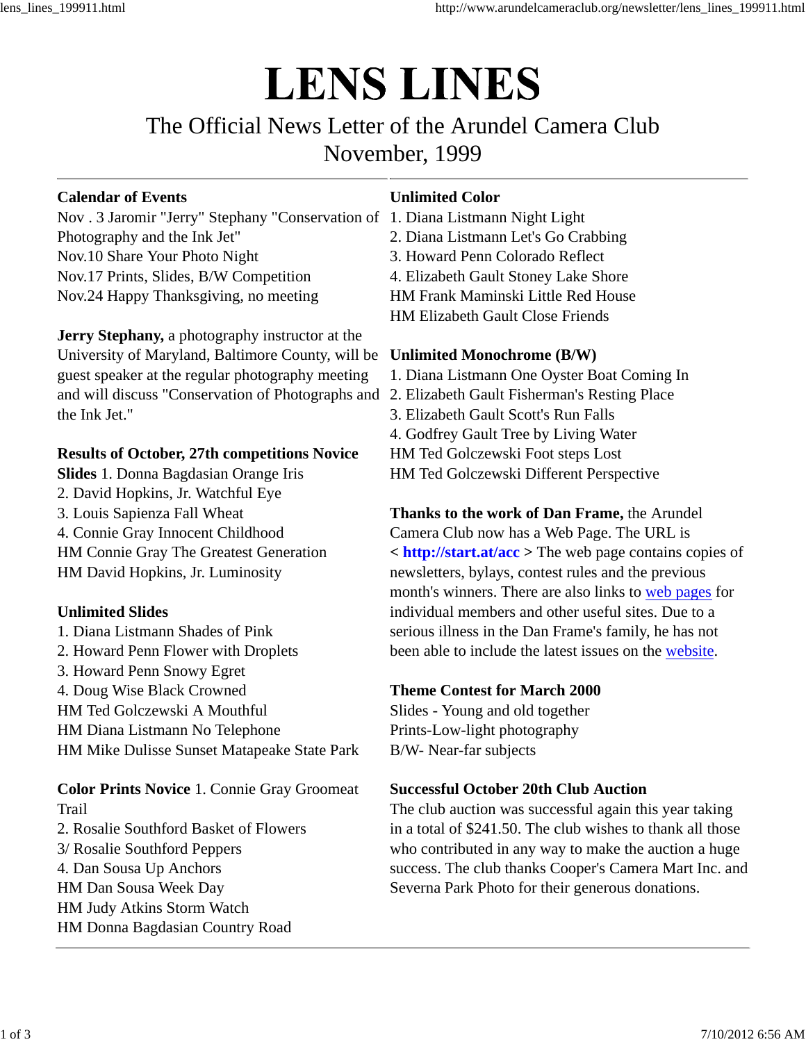# LENS LINES

The Official News Letter of the Arundel Camera Club
November, 1999

**Calendar of Events**
Nov . 3 Jaromir "Jerry" Stephany "Conservation of Photography and the Ink Jet"
Nov.10 Share Your Photo Night
Nov.17 Prints, Slides, B/W Competition
Nov.24 Happy Thanksgiving, no meeting

**Jerry Stephany,** a photography instructor at the University of Maryland, Baltimore County, will be guest speaker at the regular photography meeting and will discuss "Conservation of Photographs and the Ink Jet."

**Results of October, 27th competitions Novice Slides** 1. Donna Bagdasian Orange Iris
2. David Hopkins, Jr. Watchful Eye
3. Louis Sapienza Fall Wheat
4. Connie Gray Innocent Childhood
HM Connie Gray The Greatest Generation
HM David Hopkins, Jr. Luminosity

**Unlimited Slides**
1. Diana Listmann Shades of Pink
2. Howard Penn Flower with Droplets
3. Howard Penn Snowy Egret
4. Doug Wise Black Crowned
HM Ted Golczewski A Mouthful
HM Diana Listmann No Telephone
HM Mike Dulisse Sunset Matapeake State Park

**Color Prints Novice** 1. Connie Gray Groomeat Trail
2. Rosalie Southford Basket of Flowers
3/ Rosalie Southford Peppers
4. Dan Sousa Up Anchors
HM Dan Sousa Week Day
HM Judy Atkins Storm Watch
HM Donna Bagdasian Country Road

**Unlimited Color**
1. Diana Listmann Night Light
2. Diana Listmann Let's Go Crabbing
3. Howard Penn Colorado Reflect
4. Elizabeth Gault Stoney Lake Shore
HM Frank Maminski Little Red House
HM Elizabeth Gault Close Friends

**Unlimited Monochrome (B/W)**
1. Diana Listmann One Oyster Boat Coming In
2. Elizabeth Gault Fisherman's Resting Place
3. Elizabeth Gault Scott's Run Falls
4. Godfrey Gault Tree by Living Water
HM Ted Golczewski Foot steps Lost
HM Ted Golczewski Different Perspective

**Thanks to the work of Dan Frame,** the Arundel Camera Club now has a Web Page. The URL is < **http://start.at/acc** > The web page contains copies of newsletters, bylays, contest rules and the previous month's winners. There are also links to web pages for individual members and other useful sites. Due to a serious illness in the Dan Frame's family, he has not been able to include the latest issues on the website.

**Theme Contest for March 2000**
Slides - Young and old together
Prints-Low-light photography
B/W- Near-far subjects

**Successful October 20th Club Auction**
The club auction was successful again this year taking in a total of $241.50. The club wishes to thank all those who contributed in any way to make the auction a huge success. The club thanks Cooper's Camera Mart Inc. and Severna Park Photo for their generous donations.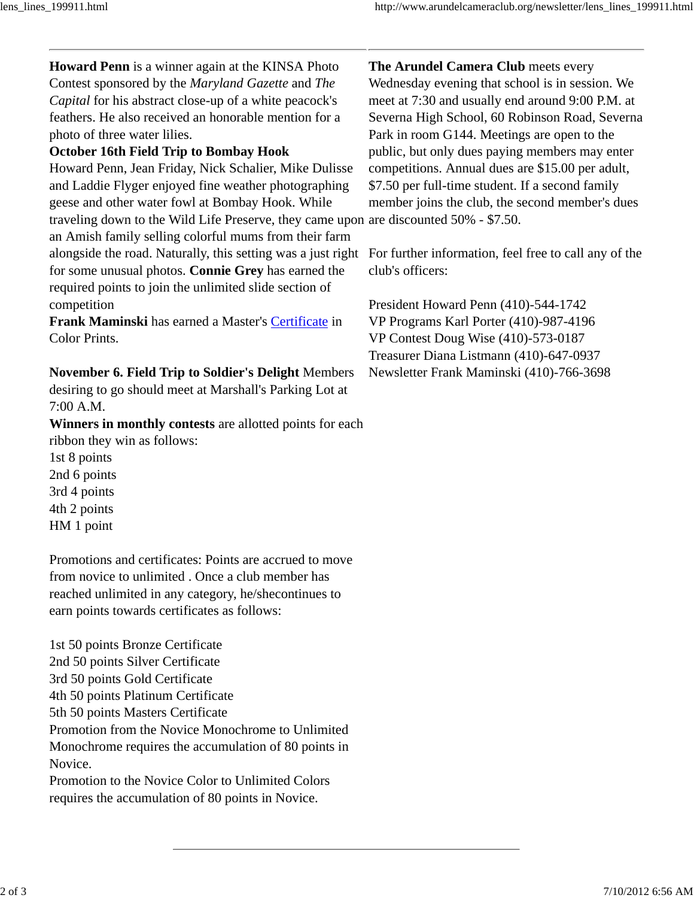**Howard Penn** is a winner again at the KINSA Photo Contest sponsored by the *Maryland Gazette* and *The Capital* for his abstract close-up of a white peacock's feathers. He also received an honorable mention for a photo of three water lilies.

**October 16th Field Trip to Bombay Hook**
Howard Penn, Jean Friday, Nick Schalier, Mike Dulisse and Laddie Flyger enjoyed fine weather photographing geese and other water fowl at Bombay Hook. While traveling down to the Wild Life Preserve, they came upon an Amish family selling colorful mums from their farm alongside the road. Naturally, this setting was a just right for some unusual photos. **Connie Grey** has earned the required points to join the unlimited slide section of competition

**Frank Maminski** has earned a Master's Certificate in Color Prints.

**November 6. Field Trip to Soldier's Delight** Members desiring to go should meet at Marshall's Parking Lot at 7:00 A.M.

**Winners in monthly contests** are allotted points for each ribbon they win as follows:
1st 8 points
2nd 6 points
3rd 4 points
4th 2 points
HM 1 point

Promotions and certificates: Points are accrued to move from novice to unlimited . Once a club member has reached unlimited in any category, he/shecontinues to earn points towards certificates as follows:

1st 50 points Bronze Certificate
2nd 50 points Silver Certificate
3rd 50 points Gold Certificate
4th 50 points Platinum Certificate
5th 50 points Masters Certificate
Promotion from the Novice Monochrome to Unlimited Monochrome requires the accumulation of 80 points in Novice.
Promotion to the Novice Color to Unlimited Colors requires the accumulation of 80 points in Novice.

**The Arundel Camera Club** meets every Wednesday evening that school is in session. We meet at 7:30 and usually end around 9:00 P.M. at Severna High School, 60 Robinson Road, Severna Park in room G144. Meetings are open to the public, but only dues paying members may enter competitions. Annual dues are $15.00 per adult, $7.50 per full-time student. If a second family member joins the club, the second member's dues are discounted 50% - $7.50.

For further information, feel free to call any of the club's officers:

President Howard Penn (410)-544-1742
VP Programs Karl Porter (410)-987-4196
VP Contest Doug Wise (410)-573-0187
Treasurer Diana Listmann (410)-647-0937
Newsletter Frank Maminski (410)-766-3698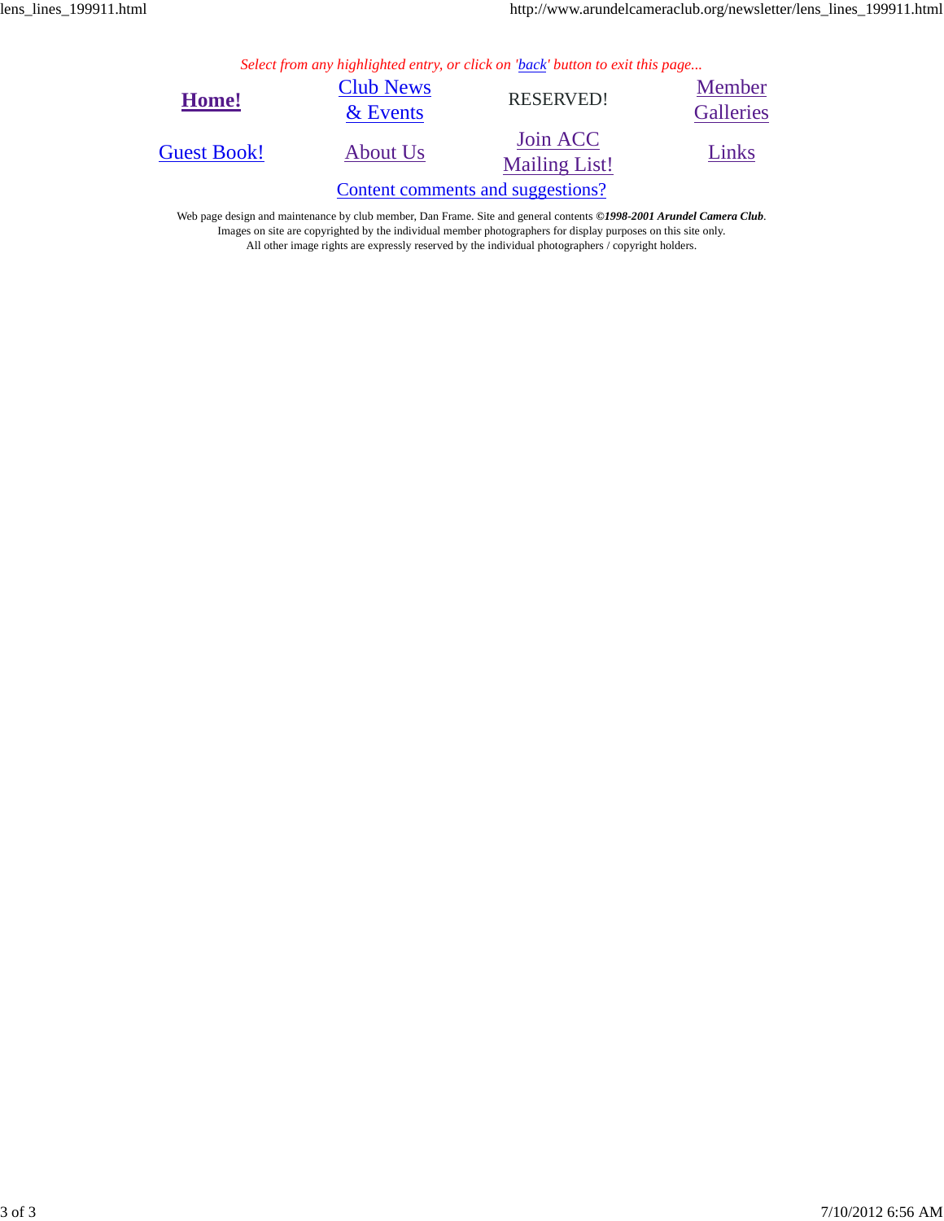*Select from any highlighted entry, or click on 'back' button to exit this page...*

| | | | |
|---|---|---|---|
| **Home!** | Club News & Events | RESERVED! | Member Galleries |
| Guest Book! | About Us | Join ACC Mailing List! | Links |

Content comments and suggestions?

Web page design and maintenance by club member, Dan Frame. Site and general contents ***©1998-2001 Arundel Camera Club***.
Images on site are copyrighted by the individual member photographers for display purposes on this site only.
All other image rights are expressly reserved by the individual photographers / copyright holders.